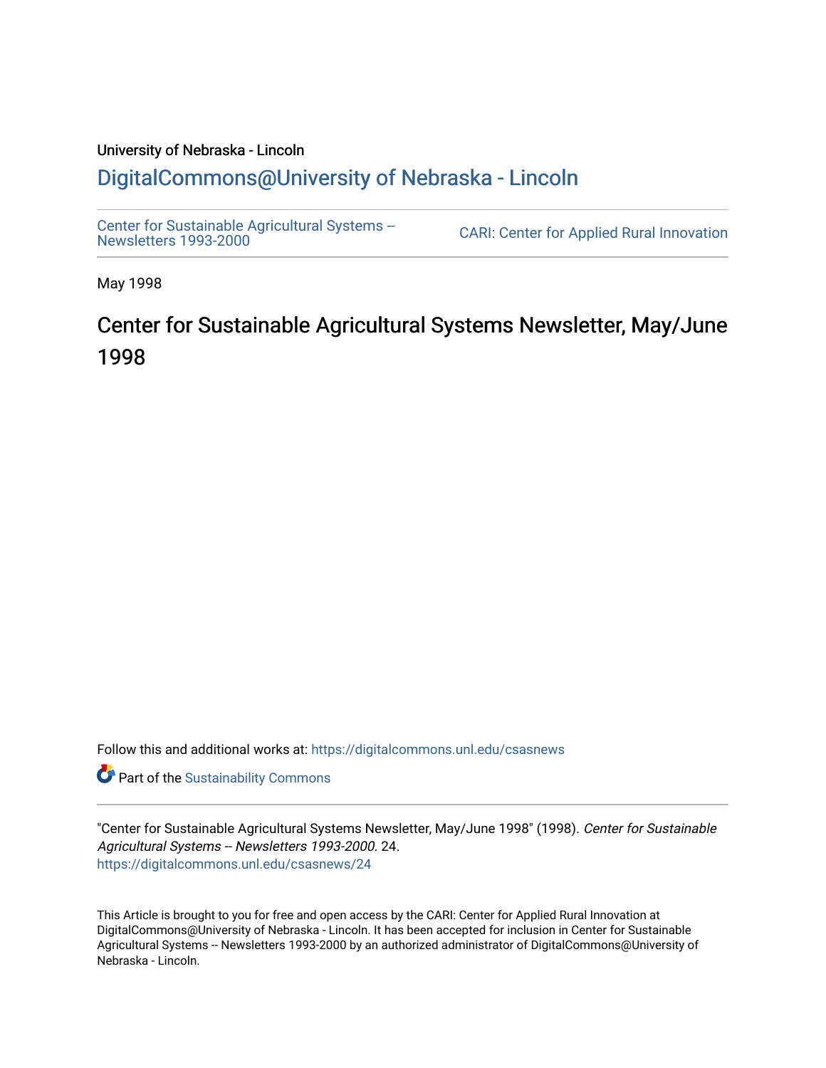University of Nebraska - Lincoln

# DigitalCommons@University of Nebraska - Lincoln

Center for Sustainable Agricultural Systems -- Newsletters 1993-2000

CARI: Center for Applied Rural Innovation

May 1998

## Center for Sustainable Agricultural Systems Newsletter, May/June 1998

Follow this and additional works at: https://digitalcommons.unl.edu/csasnews

Part of the Sustainability Commons

"Center for Sustainable Agricultural Systems Newsletter, May/June 1998" (1998). *Center for Sustainable Agricultural Systems -- Newsletters 1993-2000*. 24.
https://digitalcommons.unl.edu/csasnews/24

This Article is brought to you for free and open access by the CARI: Center for Applied Rural Innovation at DigitalCommons@University of Nebraska - Lincoln. It has been accepted for inclusion in Center for Sustainable Agricultural Systems -- Newsletters 1993-2000 by an authorized administrator of DigitalCommons@University of Nebraska - Lincoln.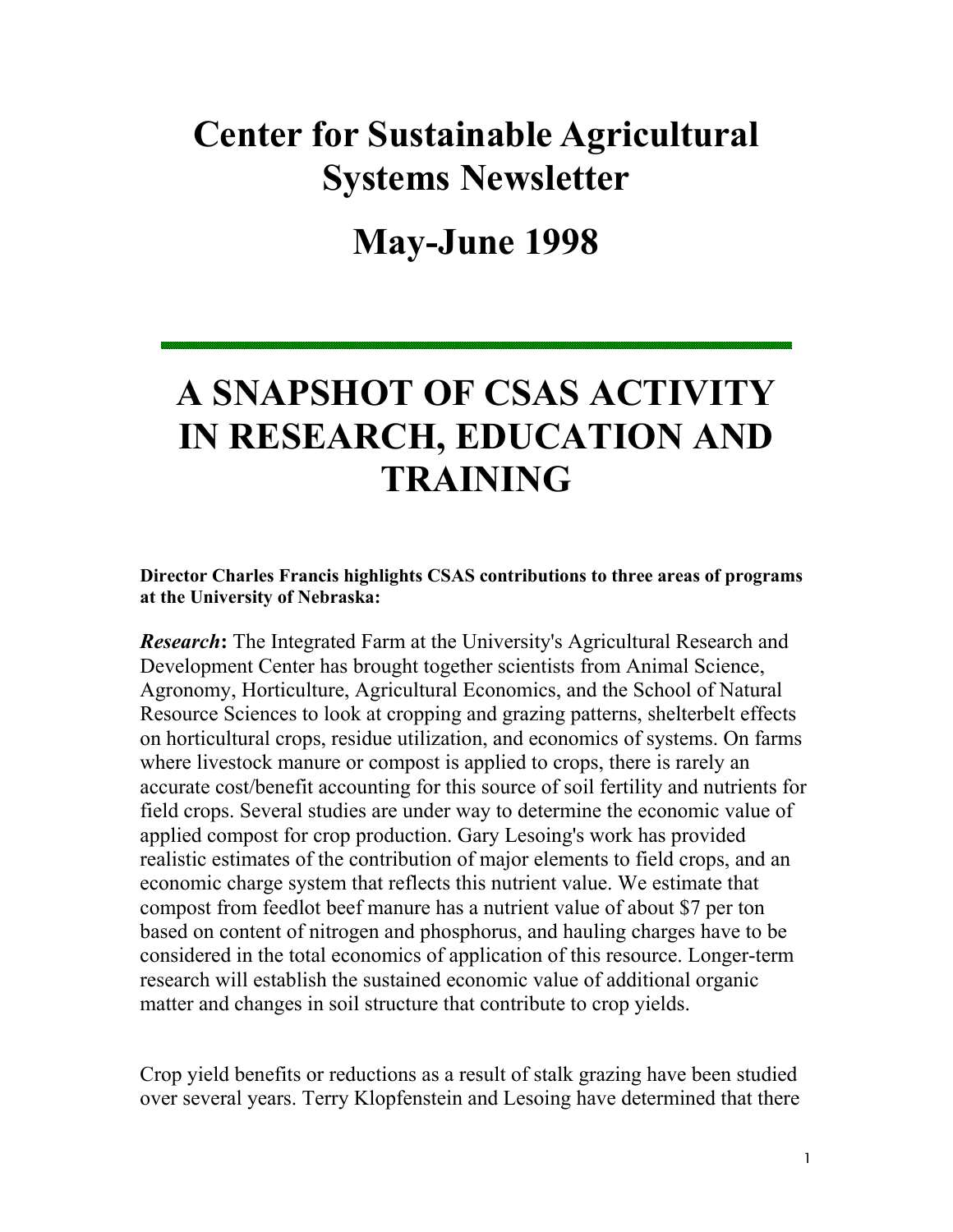# Center for Sustainable Agricultural Systems Newsletter

# May-June 1998

---

# A SNAPSHOT OF CSAS ACTIVITY IN RESEARCH, EDUCATION AND TRAINING

**Director Charles Francis highlights CSAS contributions to three areas of programs at the University of Nebraska:**

***Research*****:** The Integrated Farm at the University's Agricultural Research and Development Center has brought together scientists from Animal Science, Agronomy, Horticulture, Agricultural Economics, and the School of Natural Resource Sciences to look at cropping and grazing patterns, shelterbelt effects on horticultural crops, residue utilization, and economics of systems. On farms where livestock manure or compost is applied to crops, there is rarely an accurate cost/benefit accounting for this source of soil fertility and nutrients for field crops. Several studies are under way to determine the economic value of applied compost for crop production. Gary Lesoing's work has provided realistic estimates of the contribution of major elements to field crops, and an economic charge system that reflects this nutrient value. We estimate that compost from feedlot beef manure has a nutrient value of about $7 per ton based on content of nitrogen and phosphorus, and hauling charges have to be considered in the total economics of application of this resource. Longer-term research will establish the sustained economic value of additional organic matter and changes in soil structure that contribute to crop yields.

Crop yield benefits or reductions as a result of stalk grazing have been studied over several years. Terry Klopfenstein and Lesoing have determined that there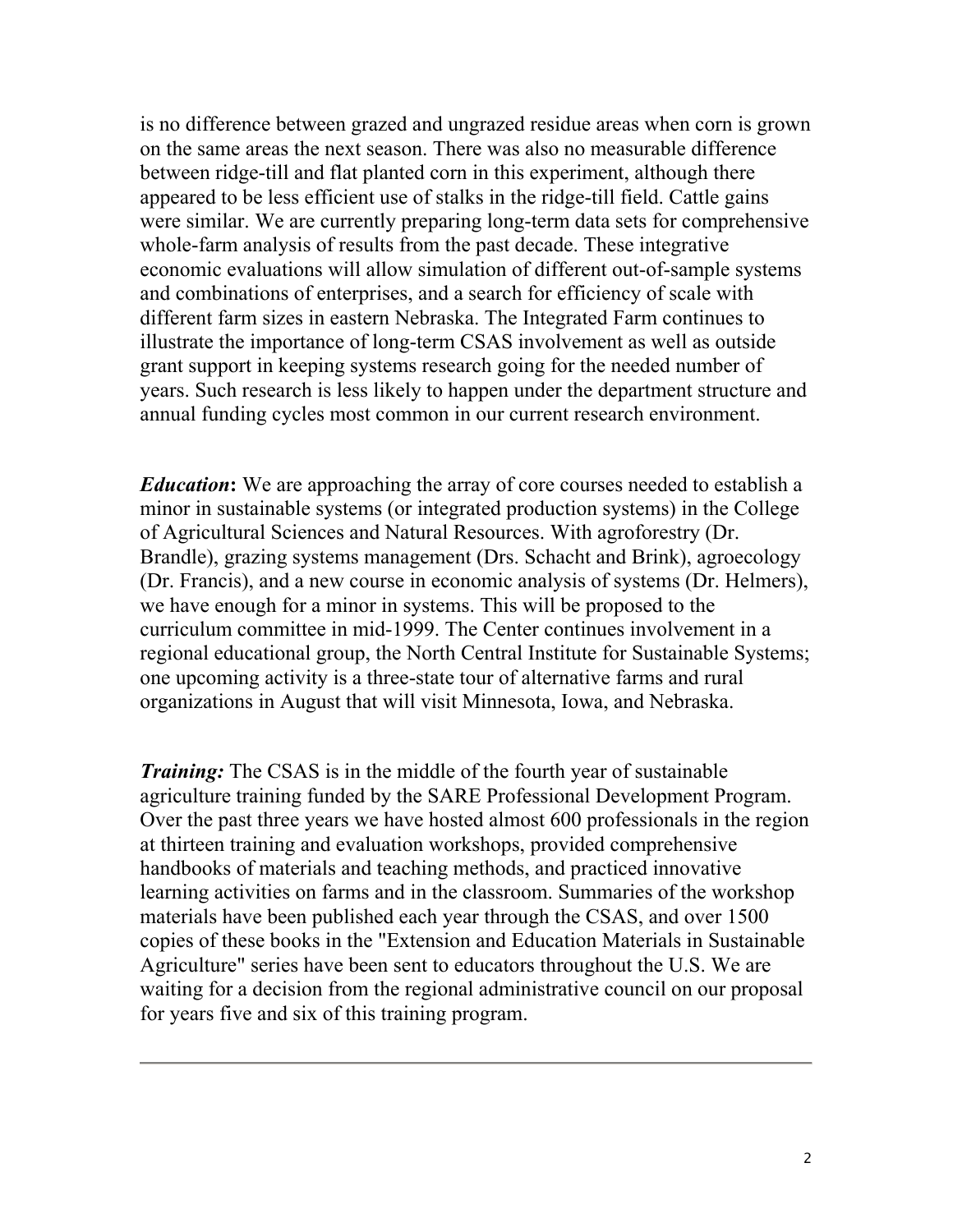is no difference between grazed and ungrazed residue areas when corn is grown on the same areas the next season. There was also no measurable difference between ridge-till and flat planted corn in this experiment, although there appeared to be less efficient use of stalks in the ridge-till field. Cattle gains were similar. We are currently preparing long-term data sets for comprehensive whole-farm analysis of results from the past decade. These integrative economic evaluations will allow simulation of different out-of-sample systems and combinations of enterprises, and a search for efficiency of scale with different farm sizes in eastern Nebraska. The Integrated Farm continues to illustrate the importance of long-term CSAS involvement as well as outside grant support in keeping systems research going for the needed number of years. Such research is less likely to happen under the department structure and annual funding cycles most common in our current research environment.

***Education*:** We are approaching the array of core courses needed to establish a minor in sustainable systems (or integrated production systems) in the College of Agricultural Sciences and Natural Resources. With agroforestry (Dr. Brandle), grazing systems management (Drs. Schacht and Brink), agroecology (Dr. Francis), and a new course in economic analysis of systems (Dr. Helmers), we have enough for a minor in systems. This will be proposed to the curriculum committee in mid-1999. The Center continues involvement in a regional educational group, the North Central Institute for Sustainable Systems; one upcoming activity is a three-state tour of alternative farms and rural organizations in August that will visit Minnesota, Iowa, and Nebraska.

***Training:*** The CSAS is in the middle of the fourth year of sustainable agriculture training funded by the SARE Professional Development Program. Over the past three years we have hosted almost 600 professionals in the region at thirteen training and evaluation workshops, provided comprehensive handbooks of materials and teaching methods, and practiced innovative learning activities on farms and in the classroom. Summaries of the workshop materials have been published each year through the CSAS, and over 1500 copies of these books in the "Extension and Education Materials in Sustainable Agriculture" series have been sent to educators throughout the U.S. We are waiting for a decision from the regional administrative council on our proposal for years five and six of this training program.

---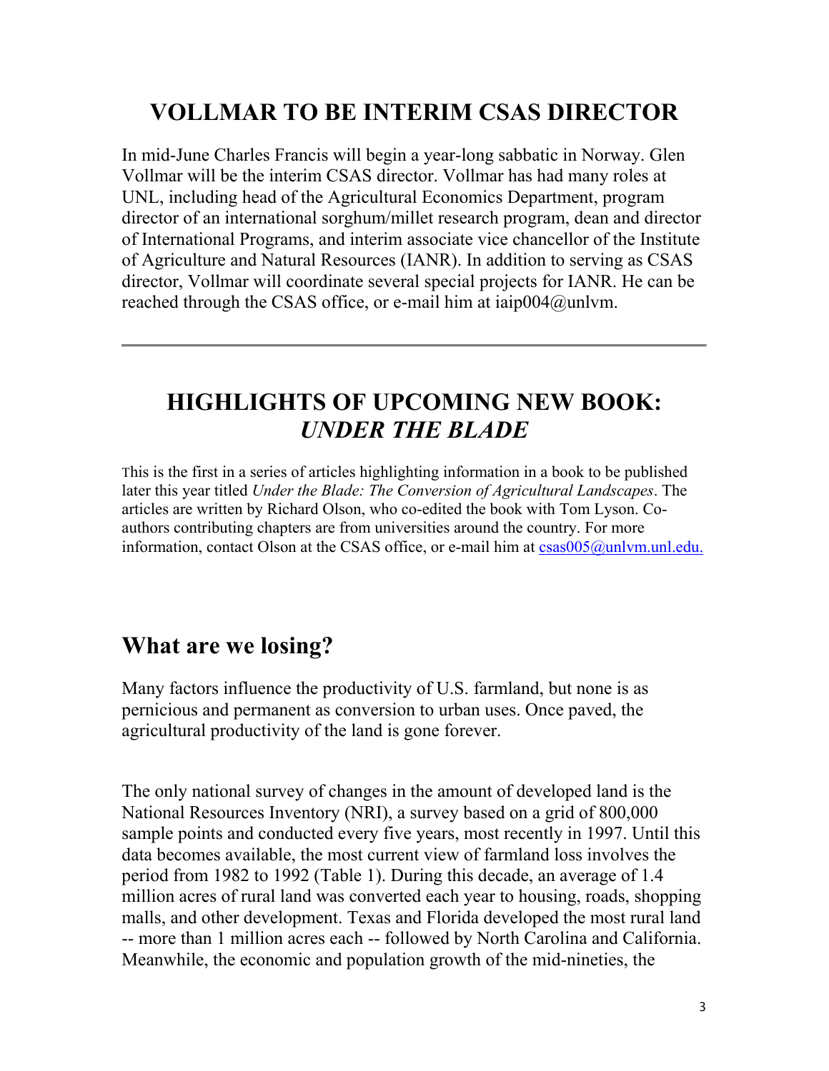## VOLLMAR TO BE INTERIM CSAS DIRECTOR

In mid-June Charles Francis will begin a year-long sabbatic in Norway. Glen Vollmar will be the interim CSAS director. Vollmar has had many roles at UNL, including head of the Agricultural Economics Department, program director of an international sorghum/millet research program, dean and director of International Programs, and interim associate vice chancellor of the Institute of Agriculture and Natural Resources (IANR). In addition to serving as CSAS director, Vollmar will coordinate several special projects for IANR. He can be reached through the CSAS office, or e-mail him at iaip004@unlvm.

---

## HIGHLIGHTS OF UPCOMING NEW BOOK: *UNDER THE BLADE*

This is the first in a series of articles highlighting information in a book to be published later this year titled *Under the Blade: The Conversion of Agricultural Landscapes*. The articles are written by Richard Olson, who co-edited the book with Tom Lyson. Co-authors contributing chapters are from universities around the country. For more information, contact Olson at the CSAS office, or e-mail him at csas005@unlvm.unl.edu.

## What are we losing?

Many factors influence the productivity of U.S. farmland, but none is as pernicious and permanent as conversion to urban uses. Once paved, the agricultural productivity of the land is gone forever.

The only national survey of changes in the amount of developed land is the National Resources Inventory (NRI), a survey based on a grid of 800,000 sample points and conducted every five years, most recently in 1997. Until this data becomes available, the most current view of farmland loss involves the period from 1982 to 1992 (Table 1). During this decade, an average of 1.4 million acres of rural land was converted each year to housing, roads, shopping malls, and other development. Texas and Florida developed the most rural land -- more than 1 million acres each -- followed by North Carolina and California. Meanwhile, the economic and population growth of the mid-nineties, the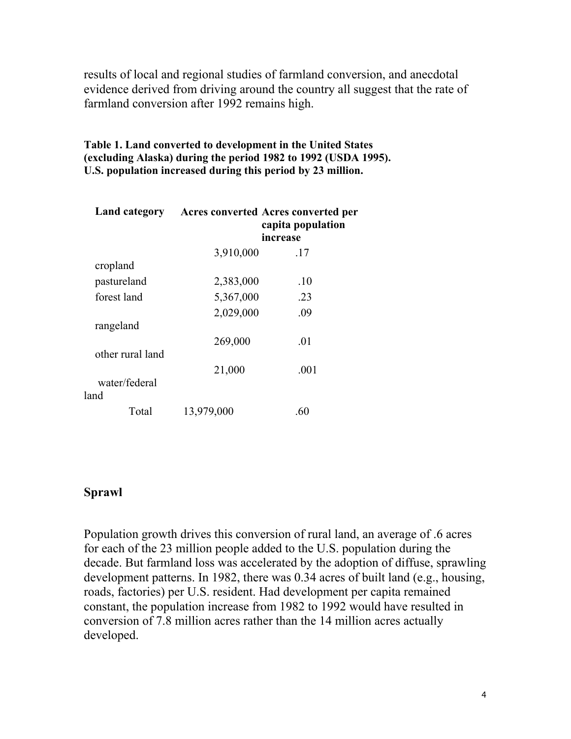results of local and regional studies of farmland conversion, and anecdotal evidence derived from driving around the country all suggest that the rate of farmland conversion after 1992 remains high.

**Table 1. Land converted to development in the United States (excluding Alaska) during the period 1982 to 1992 (USDA 1995). U.S. population increased during this period by 23 million.**

| Land category | Acres converted | Acres converted per capita population increase |
|---|---|---|
| cropland | 3,910,000 | .17 |
| pastureland | 2,383,000 | .10 |
| forest land | 5,367,000 | .23 |
| rangeland | 2,029,000 | .09 |
| other rural land | 269,000 | .01 |
| water/federal land | 21,000 | .001 |
| Total | 13,979,000 | .60 |

## Sprawl

Population growth drives this conversion of rural land, an average of .6 acres for each of the 23 million people added to the U.S. population during the decade. But farmland loss was accelerated by the adoption of diffuse, sprawling development patterns. In 1982, there was 0.34 acres of built land (e.g., housing, roads, factories) per U.S. resident. Had development per capita remained constant, the population increase from 1982 to 1992 would have resulted in conversion of 7.8 million acres rather than the 14 million acres actually developed.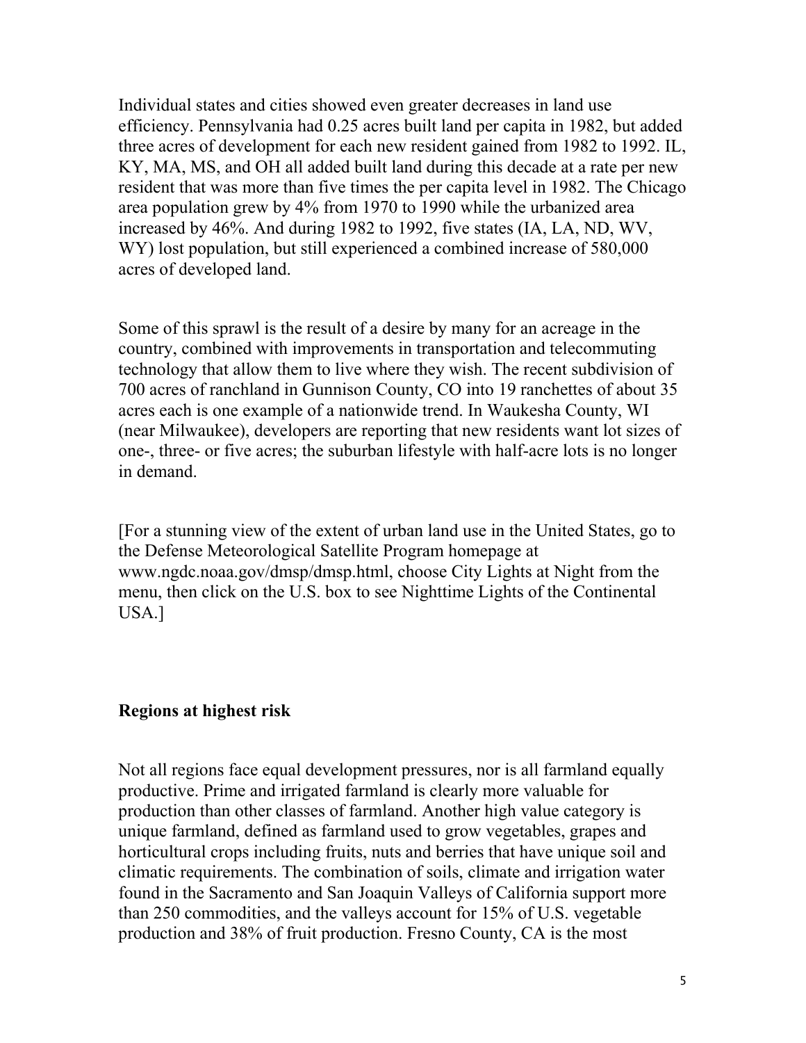Individual states and cities showed even greater decreases in land use efficiency. Pennsylvania had 0.25 acres built land per capita in 1982, but added three acres of development for each new resident gained from 1982 to 1992. IL, KY, MA, MS, and OH all added built land during this decade at a rate per new resident that was more than five times the per capita level in 1982. The Chicago area population grew by 4% from 1970 to 1990 while the urbanized area increased by 46%. And during 1982 to 1992, five states (IA, LA, ND, WV, WY) lost population, but still experienced a combined increase of 580,000 acres of developed land.

Some of this sprawl is the result of a desire by many for an acreage in the country, combined with improvements in transportation and telecommuting technology that allow them to live where they wish. The recent subdivision of 700 acres of ranchland in Gunnison County, CO into 19 ranchettes of about 35 acres each is one example of a nationwide trend. In Waukesha County, WI (near Milwaukee), developers are reporting that new residents want lot sizes of one-, three- or five acres; the suburban lifestyle with half-acre lots is no longer in demand.

[For a stunning view of the extent of urban land use in the United States, go to the Defense Meteorological Satellite Program homepage at www.ngdc.noaa.gov/dmsp/dmsp.html, choose City Lights at Night from the menu, then click on the U.S. box to see Nighttime Lights of the Continental USA.]

## Regions at highest risk

Not all regions face equal development pressures, nor is all farmland equally productive. Prime and irrigated farmland is clearly more valuable for production than other classes of farmland. Another high value category is unique farmland, defined as farmland used to grow vegetables, grapes and horticultural crops including fruits, nuts and berries that have unique soil and climatic requirements. The combination of soils, climate and irrigation water found in the Sacramento and San Joaquin Valleys of California support more than 250 commodities, and the valleys account for 15% of U.S. vegetable production and 38% of fruit production. Fresno County, CA is the most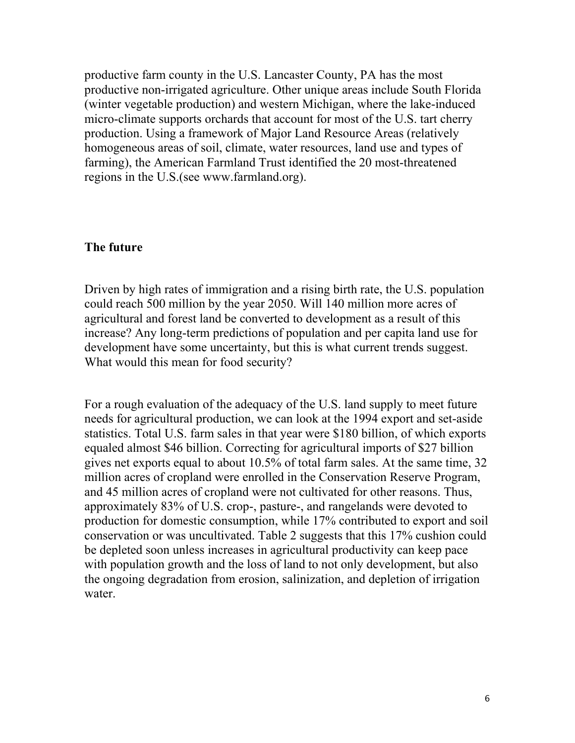productive farm county in the U.S. Lancaster County, PA has the most productive non-irrigated agriculture. Other unique areas include South Florida (winter vegetable production) and western Michigan, where the lake-induced micro-climate supports orchards that account for most of the U.S. tart cherry production. Using a framework of Major Land Resource Areas (relatively homogeneous areas of soil, climate, water resources, land use and types of farming), the American Farmland Trust identified the 20 most-threatened regions in the U.S.(see www.farmland.org).

## The future

Driven by high rates of immigration and a rising birth rate, the U.S. population could reach 500 million by the year 2050. Will 140 million more acres of agricultural and forest land be converted to development as a result of this increase? Any long-term predictions of population and per capita land use for development have some uncertainty, but this is what current trends suggest. What would this mean for food security?

For a rough evaluation of the adequacy of the U.S. land supply to meet future needs for agricultural production, we can look at the 1994 export and set-aside statistics. Total U.S. farm sales in that year were $180 billion, of which exports equaled almost $46 billion. Correcting for agricultural imports of $27 billion gives net exports equal to about 10.5% of total farm sales. At the same time, 32 million acres of cropland were enrolled in the Conservation Reserve Program, and 45 million acres of cropland were not cultivated for other reasons. Thus, approximately 83% of U.S. crop-, pasture-, and rangelands were devoted to production for domestic consumption, while 17% contributed to export and soil conservation or was uncultivated. Table 2 suggests that this 17% cushion could be depleted soon unless increases in agricultural productivity can keep pace with population growth and the loss of land to not only development, but also the ongoing degradation from erosion, salinization, and depletion of irrigation water.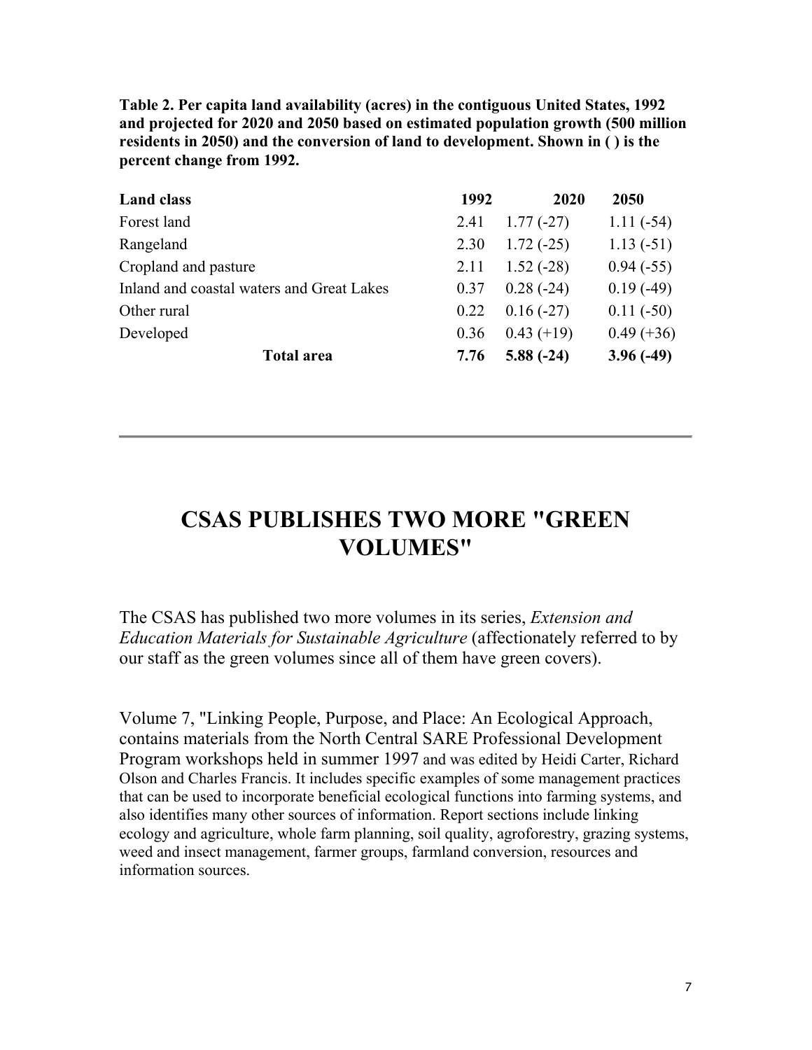**Table 2. Per capita land availability (acres) in the contiguous United States, 1992 and projected for 2020 and 2050 based on estimated population growth (500 million residents in 2050) and the conversion of land to development. Shown in ( ) is the percent change from 1992.**

| Land class | 1992 | 2020 | 2050 |
| --- | --- | --- | --- |
| Forest land | 2.41 | 1.77 (-27) | 1.11 (-54) |
| Rangeland | 2.30 | 1.72 (-25) | 1.13 (-51) |
| Cropland and pasture | 2.11 | 1.52 (-28) | 0.94 (-55) |
| Inland and coastal waters and Great Lakes | 0.37 | 0.28 (-24) | 0.19 (-49) |
| Other rural | 0.22 | 0.16 (-27) | 0.11 (-50) |
| Developed | 0.36 | 0.43 (+19) | 0.49 (+36) |
| **Total area** | **7.76** | **5.88 (-24)** | **3.96 (-49)** |

# CSAS PUBLISHES TWO MORE "GREEN VOLUMES"

The CSAS has published two more volumes in its series, *Extension and Education Materials for Sustainable Agriculture* (affectionately referred to by our staff as the green volumes since all of them have green covers).

Volume 7, "Linking People, Purpose, and Place: An Ecological Approach, contains materials from the North Central SARE Professional Development Program workshops held in summer 1997 and was edited by Heidi Carter, Richard Olson and Charles Francis. It includes specific examples of some management practices that can be used to incorporate beneficial ecological functions into farming systems, and also identifies many other sources of information. Report sections include linking ecology and agriculture, whole farm planning, soil quality, agroforestry, grazing systems, weed and insect management, farmer groups, farmland conversion, resources and information sources.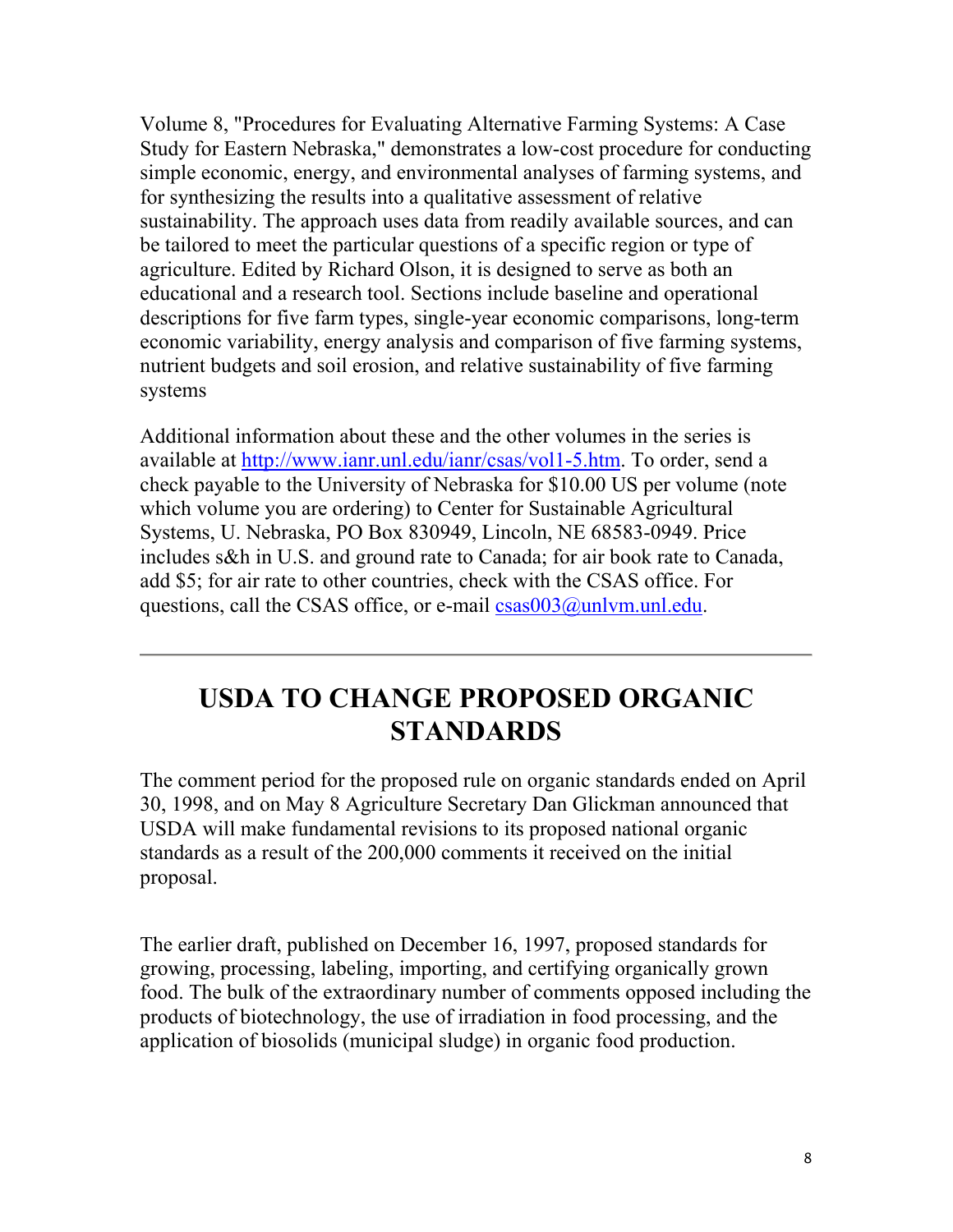Volume 8, "Procedures for Evaluating Alternative Farming Systems: A Case Study for Eastern Nebraska," demonstrates a low-cost procedure for conducting simple economic, energy, and environmental analyses of farming systems, and for synthesizing the results into a qualitative assessment of relative sustainability. The approach uses data from readily available sources, and can be tailored to meet the particular questions of a specific region or type of agriculture. Edited by Richard Olson, it is designed to serve as both an educational and a research tool. Sections include baseline and operational descriptions for five farm types, single-year economic comparisons, long-term economic variability, energy analysis and comparison of five farming systems, nutrient budgets and soil erosion, and relative sustainability of five farming systems

Additional information about these and the other volumes in the series is available at [http://www.ianr.unl.edu/ianr/csas/vol1-5.htm](http://www.ianr.unl.edu/ianr/csas/vol1-5.htm). To order, send a check payable to the University of Nebraska for $10.00 US per volume (note which volume you are ordering) to Center for Sustainable Agricultural Systems, U. Nebraska, PO Box 830949, Lincoln, NE 68583-0949. Price includes s&h in U.S. and ground rate to Canada; for air book rate to Canada, add $5; for air rate to other countries, check with the CSAS office. For questions, call the CSAS office, or e-mail [csas003@unlvm.unl.edu](mailto:csas003@unlvm.unl.edu).

---

## USDA TO CHANGE PROPOSED ORGANIC STANDARDS

The comment period for the proposed rule on organic standards ended on April 30, 1998, and on May 8 Agriculture Secretary Dan Glickman announced that USDA will make fundamental revisions to its proposed national organic standards as a result of the 200,000 comments it received on the initial proposal.

The earlier draft, published on December 16, 1997, proposed standards for growing, processing, labeling, importing, and certifying organically grown food. The bulk of the extraordinary number of comments opposed including the products of biotechnology, the use of irradiation in food processing, and the application of biosolids (municipal sludge) in organic food production.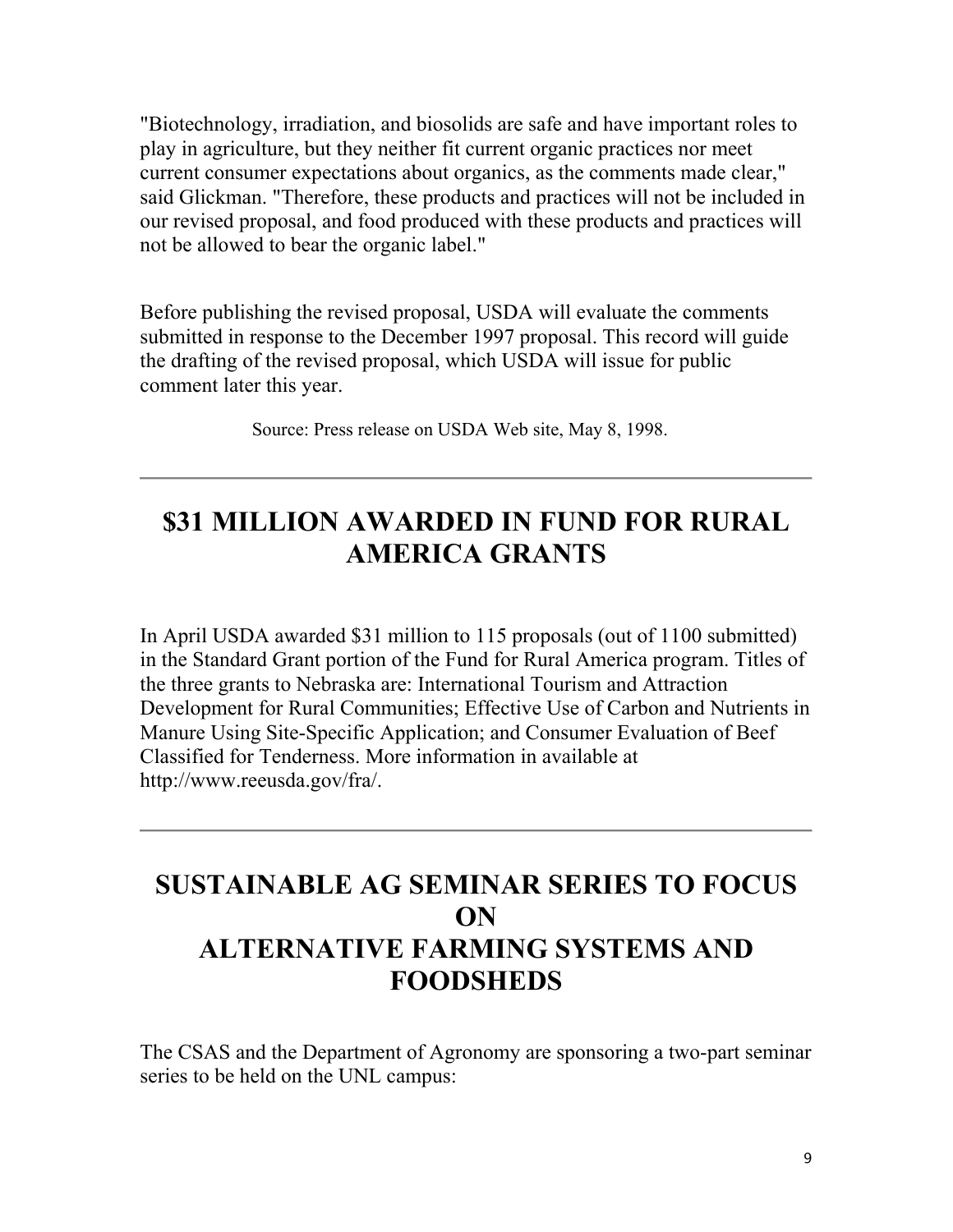"Biotechnology, irradiation, and biosolids are safe and have important roles to play in agriculture, but they neither fit current organic practices nor meet current consumer expectations about organics, as the comments made clear," said Glickman. "Therefore, these products and practices will not be included in our revised proposal, and food produced with these products and practices will not be allowed to bear the organic label."

Before publishing the revised proposal, USDA will evaluate the comments submitted in response to the December 1997 proposal. This record will guide the drafting of the revised proposal, which USDA will issue for public comment later this year.

Source: Press release on USDA Web site, May 8, 1998.

---

## $31 MILLION AWARDED IN FUND FOR RURAL AMERICA GRANTS

In April USDA awarded $31 million to 115 proposals (out of 1100 submitted) in the Standard Grant portion of the Fund for Rural America program. Titles of the three grants to Nebraska are: International Tourism and Attraction Development for Rural Communities; Effective Use of Carbon and Nutrients in Manure Using Site-Specific Application; and Consumer Evaluation of Beef Classified for Tenderness. More information in available at http://www.reeusda.gov/fra/.

---

## SUSTAINABLE AG SEMINAR SERIES TO FOCUS ON ALTERNATIVE FARMING SYSTEMS AND FOODSHEDS

The CSAS and the Department of Agronomy are sponsoring a two-part seminar series to be held on the UNL campus: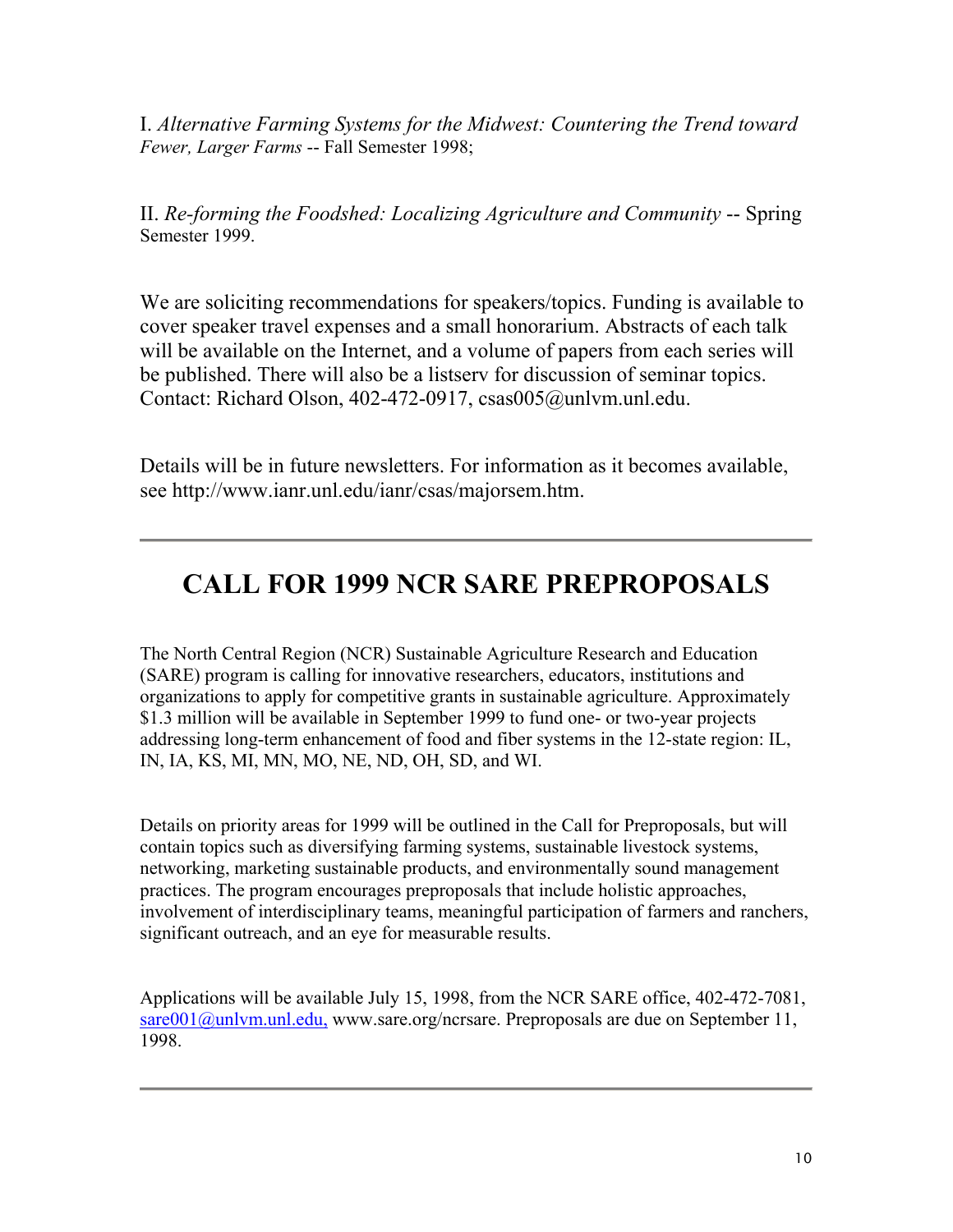I. *Alternative Farming Systems for the Midwest: Countering the Trend toward Fewer, Larger Farms* -- Fall Semester 1998;

II. *Re-forming the Foodshed: Localizing Agriculture and Community* -- Spring Semester 1999.

We are soliciting recommendations for speakers/topics. Funding is available to cover speaker travel expenses and a small honorarium. Abstracts of each talk will be available on the Internet, and a volume of papers from each series will be published. There will also be a listserv for discussion of seminar topics. Contact: Richard Olson, 402-472-0917, csas005@unlvm.unl.edu.

Details will be in future newsletters. For information as it becomes available, see http://www.ianr.unl.edu/ianr/csas/majorsem.htm.

---

# CALL FOR 1999 NCR SARE PREPROPOSALS

The North Central Region (NCR) Sustainable Agriculture Research and Education (SARE) program is calling for innovative researchers, educators, institutions and organizations to apply for competitive grants in sustainable agriculture. Approximately $1.3 million will be available in September 1999 to fund one- or two-year projects addressing long-term enhancement of food and fiber systems in the 12-state region: IL, IN, IA, KS, MI, MN, MO, NE, ND, OH, SD, and WI.

Details on priority areas for 1999 will be outlined in the Call for Preproposals, but will contain topics such as diversifying farming systems, sustainable livestock systems, networking, marketing sustainable products, and environmentally sound management practices. The program encourages preproposals that include holistic approaches, involvement of interdisciplinary teams, meaningful participation of farmers and ranchers, significant outreach, and an eye for measurable results.

Applications will be available July 15, 1998, from the NCR SARE office, 402-472-7081, sare001@unlvm.unl.edu, www.sare.org/ncrsare. Preproposals are due on September 11, 1998.

---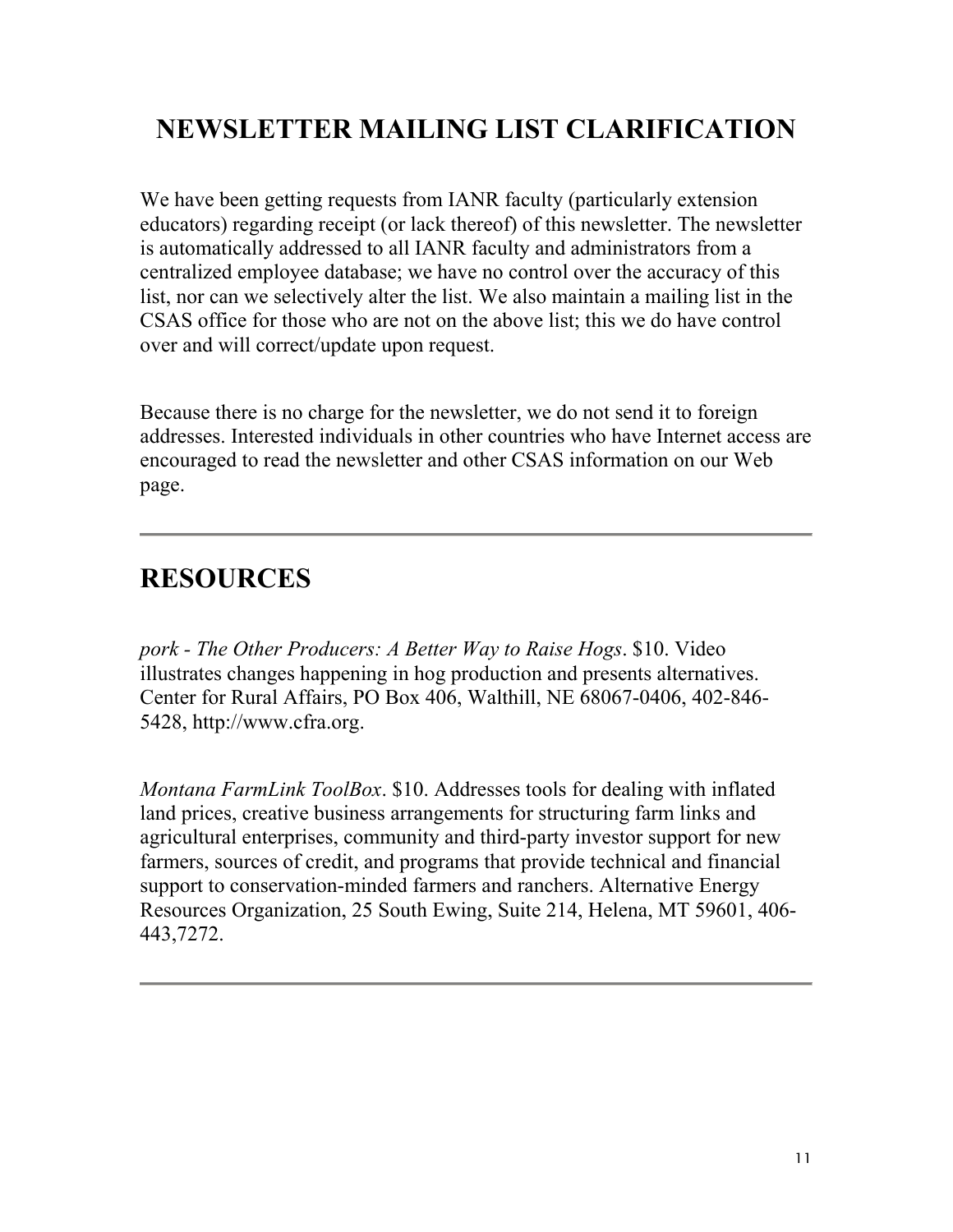## NEWSLETTER MAILING LIST CLARIFICATION

We have been getting requests from IANR faculty (particularly extension educators) regarding receipt (or lack thereof) of this newsletter. The newsletter is automatically addressed to all IANR faculty and administrators from a centralized employee database; we have no control over the accuracy of this list, nor can we selectively alter the list. We also maintain a mailing list in the CSAS office for those who are not on the above list; this we do have control over and will correct/update upon request.

Because there is no charge for the newsletter, we do not send it to foreign addresses. Interested individuals in other countries who have Internet access are encouraged to read the newsletter and other CSAS information on our Web page.

---

## RESOURCES

*pork - The Other Producers: A Better Way to Raise Hogs*. $10. Video illustrates changes happening in hog production and presents alternatives. Center for Rural Affairs, PO Box 406, Walthill, NE 68067-0406, 402-846-5428, http://www.cfra.org.

*Montana FarmLink ToolBox*. $10. Addresses tools for dealing with inflated land prices, creative business arrangements for structuring farm links and agricultural enterprises, community and third-party investor support for new farmers, sources of credit, and programs that provide technical and financial support to conservation-minded farmers and ranchers. Alternative Energy Resources Organization, 25 South Ewing, Suite 214, Helena, MT 59601, 406-443,7272.

---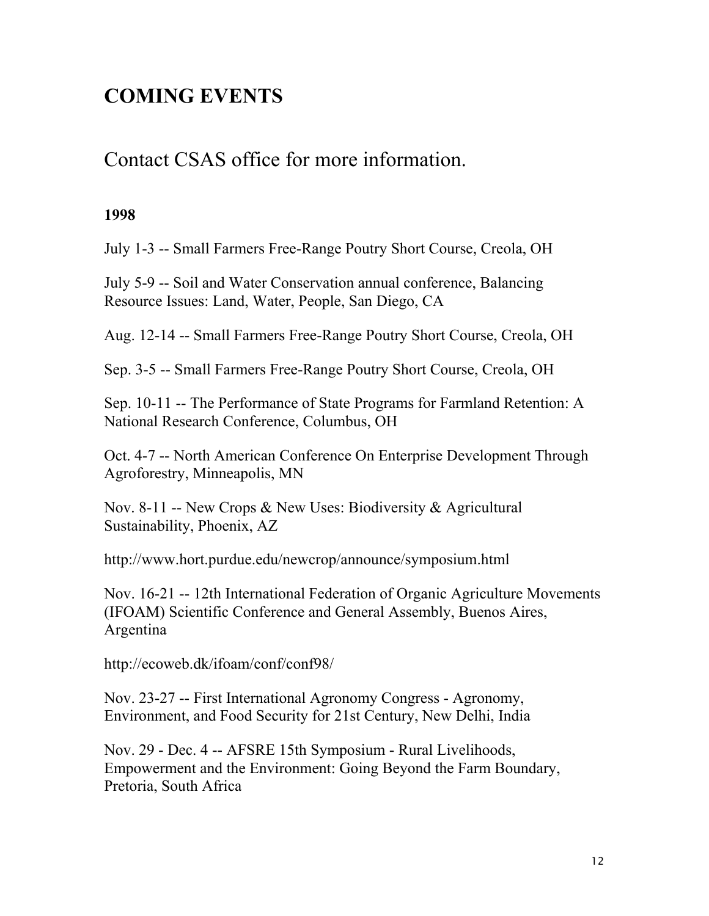## COMING EVENTS

Contact CSAS office for more information.

**1998**

July 1-3 -- Small Farmers Free-Range Poutry Short Course, Creola, OH

July 5-9 -- Soil and Water Conservation annual conference, Balancing Resource Issues: Land, Water, People, San Diego, CA

Aug. 12-14 -- Small Farmers Free-Range Poutry Short Course, Creola, OH

Sep. 3-5 -- Small Farmers Free-Range Poutry Short Course, Creola, OH

Sep. 10-11 -- The Performance of State Programs for Farmland Retention: A National Research Conference, Columbus, OH

Oct. 4-7 -- North American Conference On Enterprise Development Through Agroforestry, Minneapolis, MN

Nov. 8-11 -- New Crops & New Uses: Biodiversity & Agricultural Sustainability, Phoenix, AZ

http://www.hort.purdue.edu/newcrop/announce/symposium.html

Nov. 16-21 -- 12th International Federation of Organic Agriculture Movements (IFOAM) Scientific Conference and General Assembly, Buenos Aires, Argentina

http://ecoweb.dk/ifoam/conf/conf98/

Nov. 23-27 -- First International Agronomy Congress - Agronomy, Environment, and Food Security for 21st Century, New Delhi, India

Nov. 29 - Dec. 4 -- AFSRE 15th Symposium - Rural Livelihoods, Empowerment and the Environment: Going Beyond the Farm Boundary, Pretoria, South Africa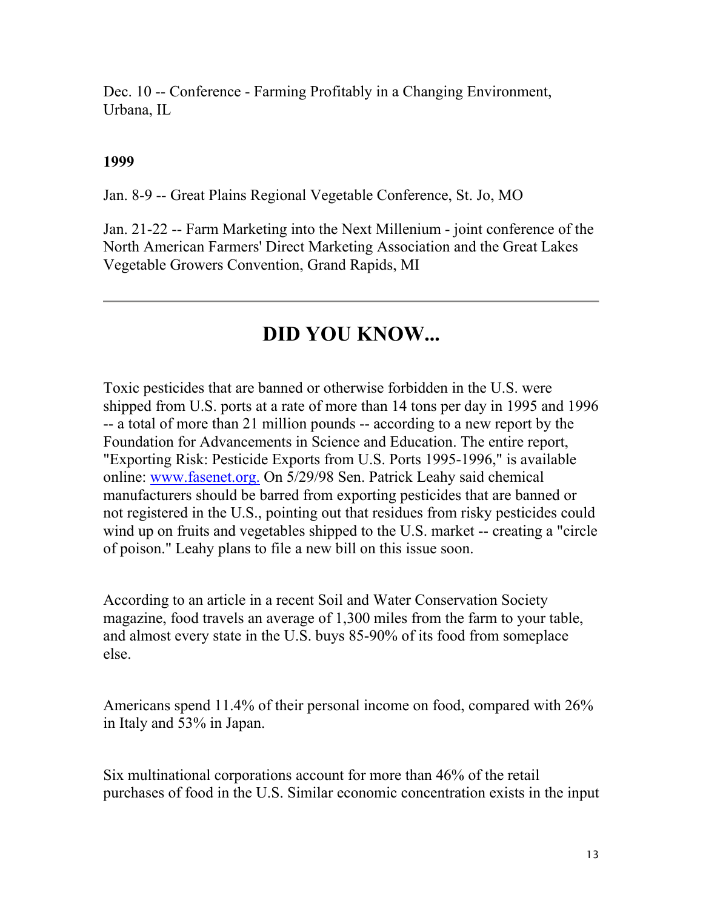Dec. 10 -- Conference - Farming Profitably in a Changing Environment, Urbana, IL

**1999**

Jan. 8-9 -- Great Plains Regional Vegetable Conference, St. Jo, MO

Jan. 21-22 -- Farm Marketing into the Next Millenium - joint conference of the North American Farmers' Direct Marketing Association and the Great Lakes Vegetable Growers Convention, Grand Rapids, MI

---

# DID YOU KNOW...

Toxic pesticides that are banned or otherwise forbidden in the U.S. were shipped from U.S. ports at a rate of more than 14 tons per day in 1995 and 1996 -- a total of more than 21 million pounds -- according to a new report by the Foundation for Advancements in Science and Education. The entire report, "Exporting Risk: Pesticide Exports from U.S. Ports 1995-1996," is available online: www.fasenet.org. On 5/29/98 Sen. Patrick Leahy said chemical manufacturers should be barred from exporting pesticides that are banned or not registered in the U.S., pointing out that residues from risky pesticides could wind up on fruits and vegetables shipped to the U.S. market -- creating a "circle of poison." Leahy plans to file a new bill on this issue soon.

According to an article in a recent Soil and Water Conservation Society magazine, food travels an average of 1,300 miles from the farm to your table, and almost every state in the U.S. buys 85-90% of its food from someplace else.

Americans spend 11.4% of their personal income on food, compared with 26% in Italy and 53% in Japan.

Six multinational corporations account for more than 46% of the retail purchases of food in the U.S. Similar economic concentration exists in the input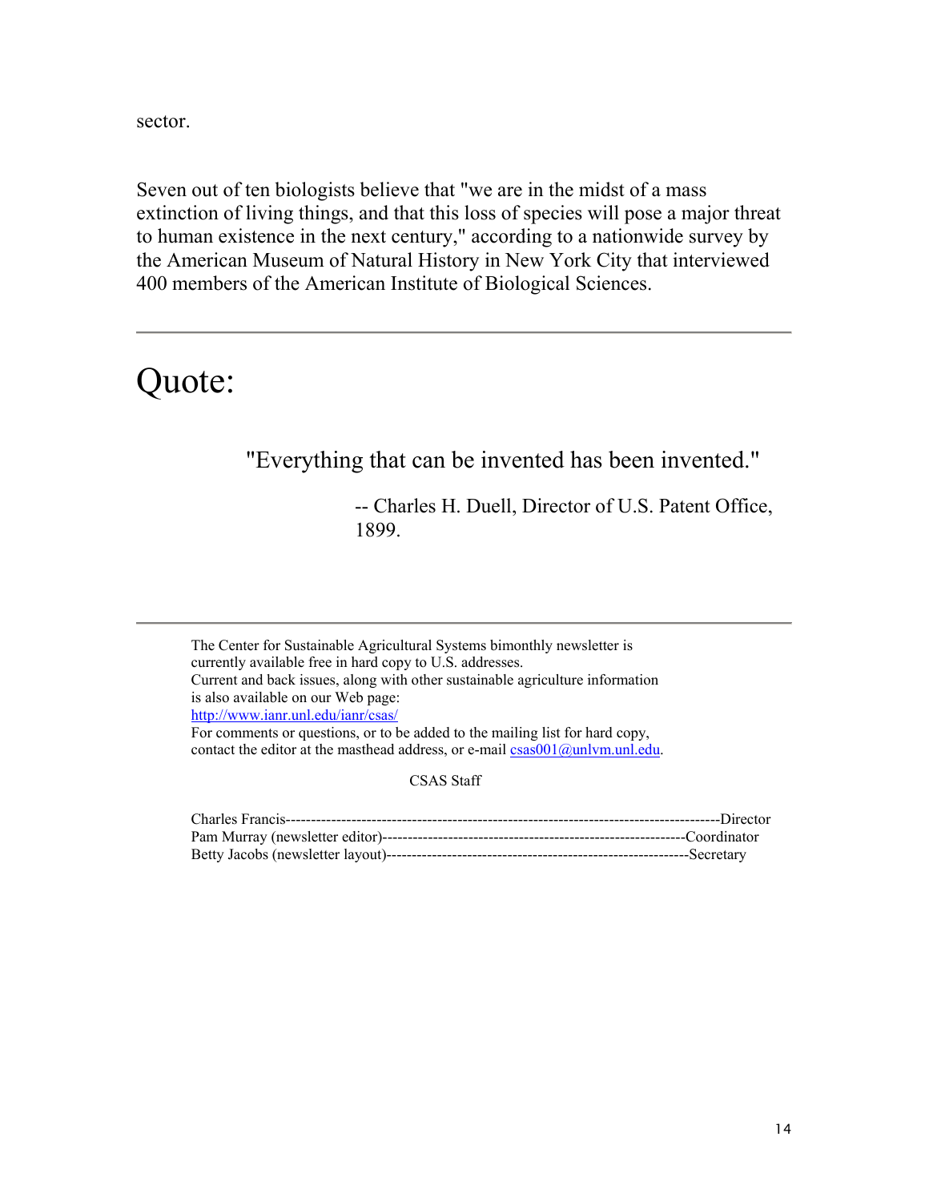sector.

Seven out of ten biologists believe that "we are in the midst of a mass extinction of living things, and that this loss of species will pose a major threat to human existence in the next century," according to a nationwide survey by the American Museum of Natural History in New York City that interviewed 400 members of the American Institute of Biological Sciences.

---

# Quote:

> "Everything that can be invented has been invented."
>
> -- Charles H. Duell, Director of U.S. Patent Office, 1899.

---

The Center for Sustainable Agricultural Systems bimonthly newsletter is currently available free in hard copy to U.S. addresses.
Current and back issues, along with other sustainable agriculture information is also available on our Web page:
http://www.ianr.unl.edu/ianr/csas/
For comments or questions, or to be added to the mailing list for hard copy, contact the editor at the masthead address, or e-mail csas001@unlvm.unl.edu.

CSAS Staff

Charles Francis--------------------------------------------------------------------------------------Director
Pam Murray (newsletter editor)-----------------------------------------------------------Coordinator
Betty Jacobs (newsletter layout)----------------------------------------------------------Secretary